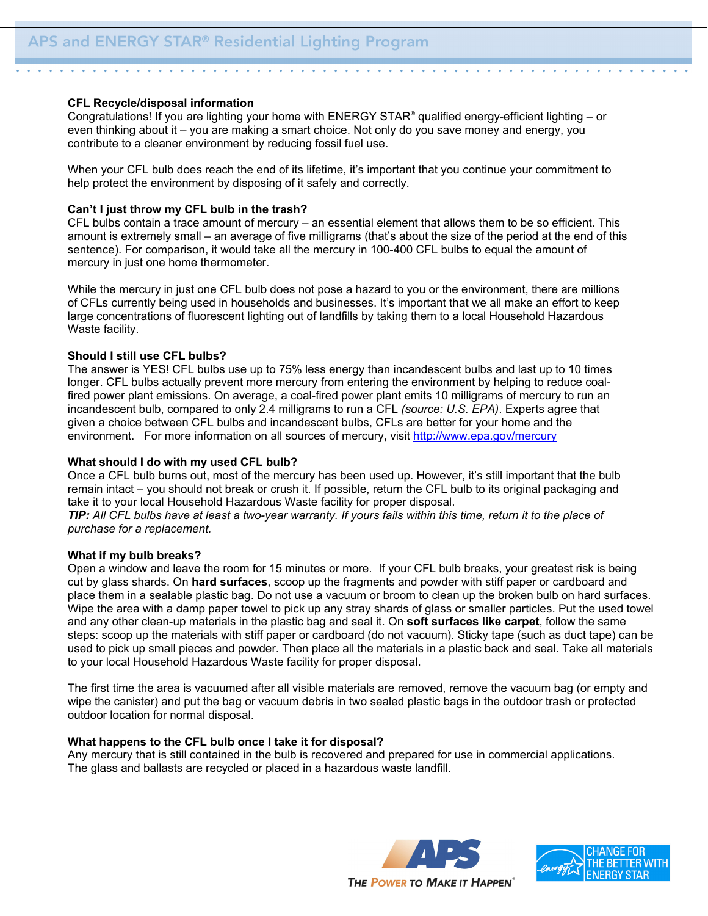# APS and ENERGY STAR® Residential Lighting Program

## CFL Recycle/disposal information

Congratulations! If you are lighting your home with ENERGY STAR® qualified energy-efficient lighting – or even thinking about it – you are making a smart choice. Not only do you save money and energy, you contribute to a cleaner environment by reducing fossil fuel use.

When your CFL bulb does reach the end of its lifetime, it's important that you continue your commitment to help protect the environment by disposing of it safely and correctly.

### Can't I just throw my CFL bulb in the trash?

CFL bulbs contain a trace amount of mercury – an essential element that allows them to be so efficient. This amount is extremely small – an average of five milligrams (that's about the size of the period at the end of this sentence). For comparison, it would take all the mercury in 100-400 CFL bulbs to equal the amount of mercury in just one home thermometer.

While the mercury in just one CFL bulb does not pose a hazard to you or the environment, there are millions of CFLs currently being used in households and businesses. It's important that we all make an effort to keep large concentrations of fluorescent lighting out of landfills by taking them to a local Household Hazardous Waste facility.

### Should I still use CFL bulbs?

The answer is YES! CFL bulbs use up to 75% less energy than incandescent bulbs and last up to 10 times longer. CFL bulbs actually prevent more mercury from entering the environment by helping to reduce coal-fired power plant emissions. On average, a coal-fired power plant emits 10 milligrams of mercury to run an incandescent bulb, compared to only 2.4 milligrams to run a CFL *(source: U.S. EPA)*. Experts agree that given a choice between CFL bulbs and incandescent bulbs, CFLs are better for your home and the environment. For more information on all sources of mercury, visit [http://www.epa.gov/mercury](http://www.epa.gov/mercury)

### What should I do with my used CFL bulb?

Once a CFL bulb burns out, most of the mercury has been used up. However, it's still important that the bulb remain intact – you should not break or crush it. If possible, return the CFL bulb to its original packaging and take it to your local Household Hazardous Waste facility for proper disposal.

***TIP:*** *All CFL bulbs have at least a two-year warranty. If yours fails within this time, return it to the place of purchase for a replacement.*

### What if my bulb breaks?

Open a window and leave the room for 15 minutes or more. If your CFL bulb breaks, your greatest risk is being cut by glass shards. On **hard surfaces**, scoop up the fragments and powder with stiff paper or cardboard and place them in a sealable plastic bag. Do not use a vacuum or broom to clean up the broken bulb on hard surfaces. Wipe the area with a damp paper towel to pick up any stray shards of glass or smaller particles. Put the used towel and any other clean-up materials in the plastic bag and seal it. On **soft surfaces like carpet**, follow the same steps: scoop up the materials with stiff paper or cardboard (do not vacuum). Sticky tape (such as duct tape) can be used to pick up small pieces and powder. Then place all the materials in a plastic back and seal. Take all materials to your local Household Hazardous Waste facility for proper disposal.

The first time the area is vacuumed after all visible materials are removed, remove the vacuum bag (or empty and wipe the canister) and put the bag or vacuum debris in two sealed plastic bags in the outdoor trash or protected outdoor location for normal disposal.

### What happens to the CFL bulb once I take it for disposal?

Any mercury that is still contained in the bulb is recovered and prepared for use in commercial applications. The glass and ballasts are recycled or placed in a hazardous waste landfill.

APS — The Power to Make It Happen®

CHANGE FOR THE BETTER WITH ENERGY STAR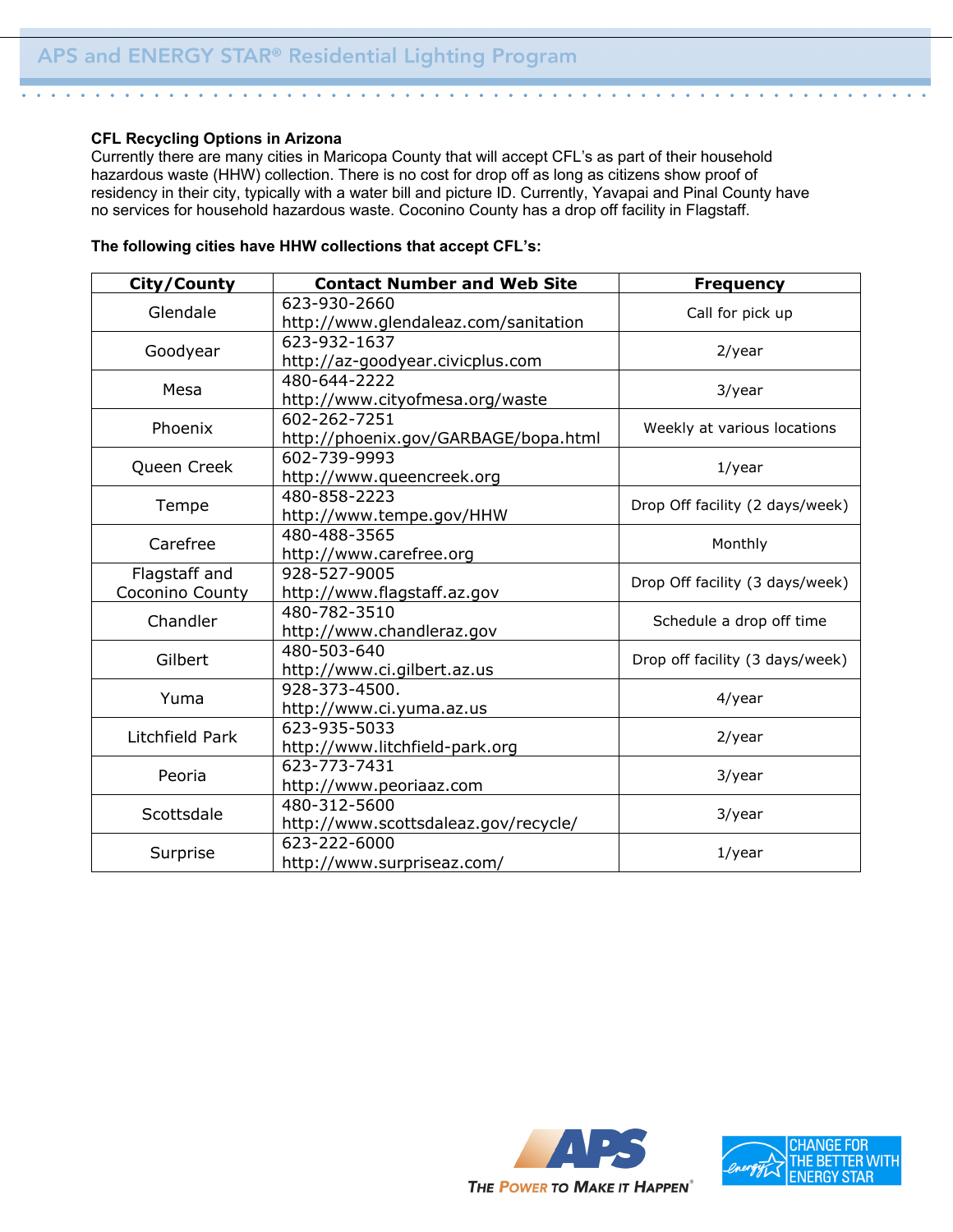### CFL Recycling Options in Arizona

Currently there are many cities in Maricopa County that will accept CFL's as part of their household hazardous waste (HHW) collection. There is no cost for drop off as long as citizens show proof of residency in their city, typically with a water bill and picture ID. Currently, Yavapai and Pinal County have no services for household hazardous waste. Coconino County has a drop off facility in Flagstaff.

**The following cities have HHW collections that accept CFL's:**

| City/County | Contact Number and Web Site | Frequency |
|---|---|---|
| Glendale | 623-930-2660 http://www.glendaleaz.com/sanitation | Call for pick up |
| Goodyear | 623-932-1637 http://az-goodyear.civicplus.com | 2/year |
| Mesa | 480-644-2222 http://www.cityofmesa.org/waste | 3/year |
| Phoenix | 602-262-7251 http://phoenix.gov/GARBAGE/bopa.html | Weekly at various locations |
| Queen Creek | 602-739-9993 http://www.queencreek.org | 1/year |
| Tempe | 480-858-2223 http://www.tempe.gov/HHW | Drop Off facility (2 days/week) |
| Carefree | 480-488-3565 http://www.carefree.org | Monthly |
| Flagstaff and Coconino County | 928-527-9005 http://www.flagstaff.az.gov | Drop Off facility (3 days/week) |
| Chandler | 480-782-3510 http://www.chandleraz.gov | Schedule a drop off time |
| Gilbert | 480-503-640 http://www.ci.gilbert.az.us | Drop off facility (3 days/week) |
| Yuma | 928-373-4500. http://www.ci.yuma.az.us | 4/year |
| Litchfield Park | 623-935-5033 http://www.litchfield-park.org | 2/year |
| Peoria | 623-773-7431 http://www.peoriaaz.com | 3/year |
| Scottsdale | 480-312-5600 http://www.scottsdaleaz.gov/recycle/ | 3/year |
| Surprise | 623-222-6000 http://www.surpriseaz.com/ | 1/year |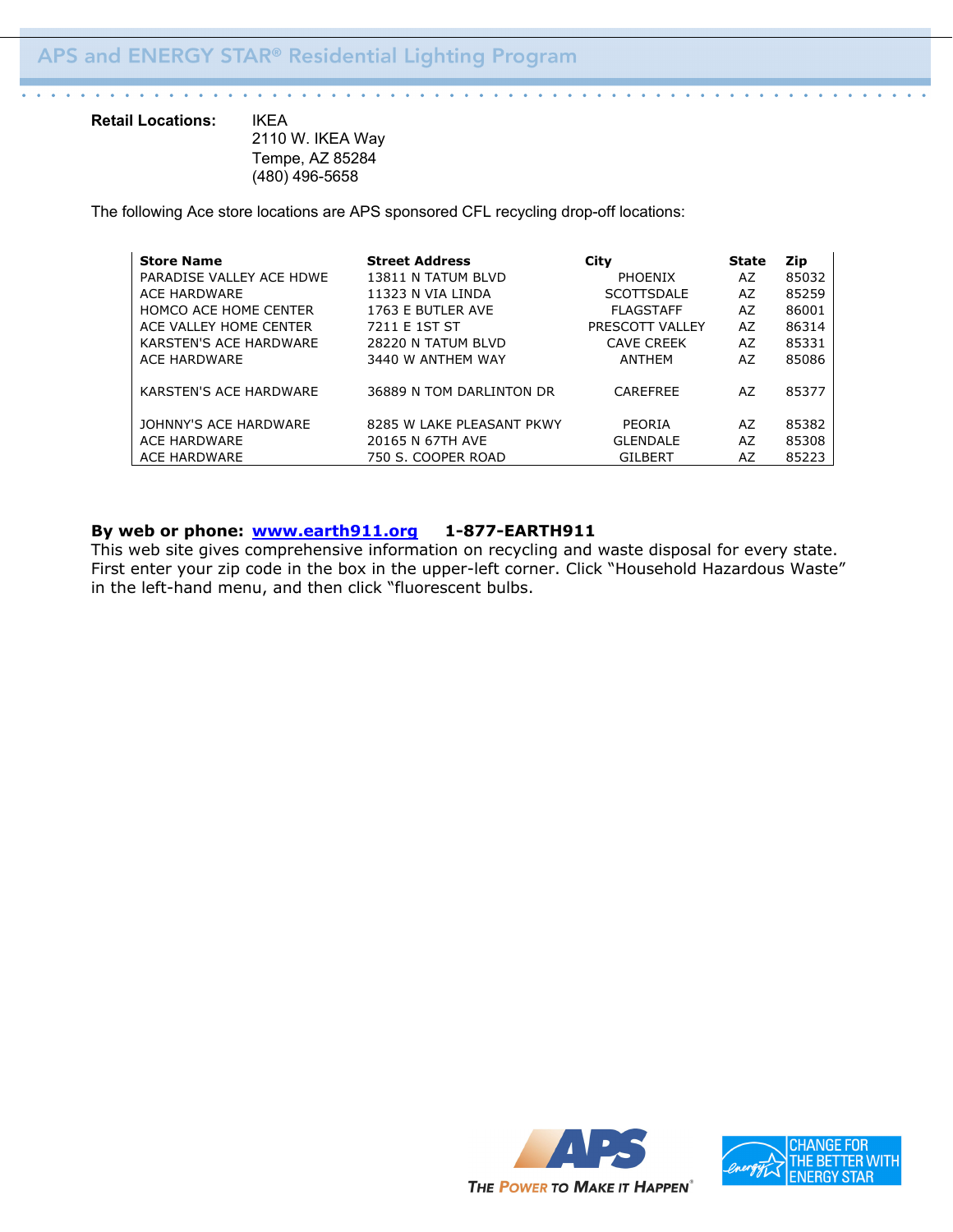**Retail Locations:** IKEA
2110 W. IKEA Way
Tempe, AZ 85284
(480) 496-5658

The following Ace store locations are APS sponsored CFL recycling drop-off locations:

| Store Name | Street Address | City | State | Zip |
|---|---|---|---|---|
| PARADISE VALLEY ACE HDWE | 13811 N TATUM BLVD | PHOENIX | AZ | 85032 |
| ACE HARDWARE | 11323 N VIA LINDA | SCOTTSDALE | AZ | 85259 |
| HOMCO ACE HOME CENTER | 1763 E BUTLER AVE | FLAGSTAFF | AZ | 86001 |
| ACE VALLEY HOME CENTER | 7211 E 1ST ST | PRESCOTT VALLEY | AZ | 86314 |
| KARSTEN'S ACE HARDWARE | 28220 N TATUM BLVD | CAVE CREEK | AZ | 85331 |
| ACE HARDWARE | 3440 W ANTHEM WAY | ANTHEM | AZ | 85086 |
| KARSTEN'S ACE HARDWARE | 36889 N TOM DARLINTON DR | CAREFREE | AZ | 85377 |
| JOHNNY'S ACE HARDWARE | 8285 W LAKE PLEASANT PKWY | PEORIA | AZ | 85382 |
| ACE HARDWARE | 20165 N 67TH AVE | GLENDALE | AZ | 85308 |
| ACE HARDWARE | 750 S. COOPER ROAD | GILBERT | AZ | 85223 |

**By web or phone: www.earth911.org 1-877-EARTH911**
This web site gives comprehensive information on recycling and waste disposal for every state. First enter your zip code in the box in the upper-left corner. Click "Household Hazardous Waste" in the left-hand menu, and then click "fluorescent bulbs.

THE POWER TO MAKE IT HAPPEN®

CHANGE FOR THE BETTER WITH ENERGY STAR